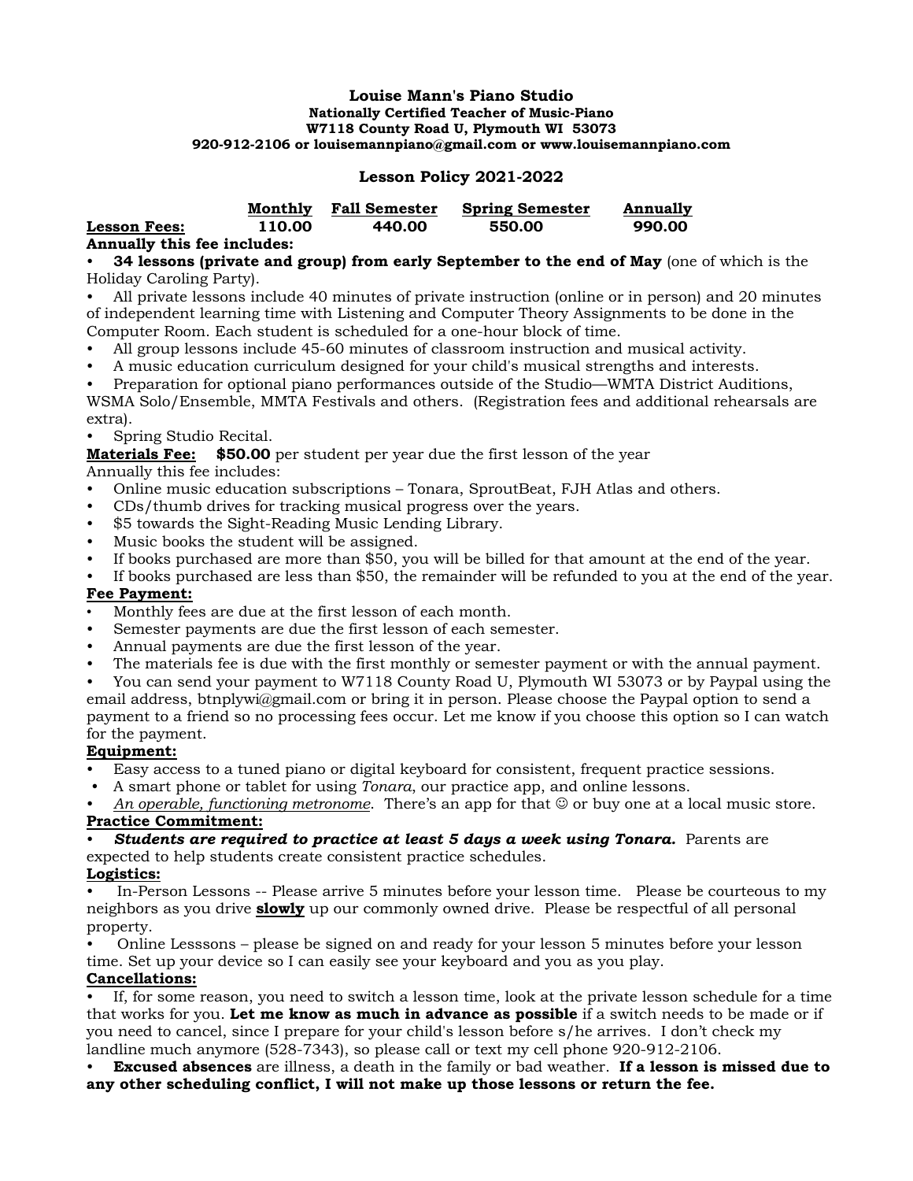**Louise Mann's Piano Studio**
**Nationally Certified Teacher of Music-Piano**
**W7118 County Road U, Plymouth WI 53073**
**920-912-2106 or louisemannpiano@gmail.com or www.louisemannpiano.com**

## Lesson Policy 2021-2022

| | Monthly | Fall Semester | Spring Semester | Annually |
|---|---|---|---|---|
| **Lesson Fees:** | **110.00** | **440.00** | **550.00** | **990.00** |

**Annually this fee includes:**

- **34 lessons (private and group) from early September to the end of May** (one of which is the Holiday Caroling Party).
- All private lessons include 40 minutes of private instruction (online or in person) and 20 minutes of independent learning time with Listening and Computer Theory Assignments to be done in the Computer Room. Each student is scheduled for a one-hour block of time.
- All group lessons include 45-60 minutes of classroom instruction and musical activity.
- A music education curriculum designed for your child's musical strengths and interests.
- Preparation for optional piano performances outside of the Studio—WMTA District Auditions, WSMA Solo/Ensemble, MMTA Festivals and others. (Registration fees and additional rehearsals are extra).
- Spring Studio Recital.

**Materials Fee:** **$50.00** per student per year due the first lesson of the year

Annually this fee includes:

- Online music education subscriptions – Tonara, SproutBeat, FJH Atlas and others.
- CDs/thumb drives for tracking musical progress over the years.
- $5 towards the Sight-Reading Music Lending Library.
- Music books the student will be assigned.
- If books purchased are more than $50, you will be billed for that amount at the end of the year.
- If books purchased are less than $50, the remainder will be refunded to you at the end of the year.

**Fee Payment:**

- Monthly fees are due at the first lesson of each month.
- Semester payments are due the first lesson of each semester.
- Annual payments are due the first lesson of the year.
- The materials fee is due with the first monthly or semester payment or with the annual payment.
- You can send your payment to W7118 County Road U, Plymouth WI 53073 or by Paypal using the email address, btnplywi@gmail.com or bring it in person. Please choose the Paypal option to send a payment to a friend so no processing fees occur. Let me know if you choose this option so I can watch for the payment.

**Equipment:**

- Easy access to a tuned piano or digital keyboard for consistent, frequent practice sessions.
- A smart phone or tablet for using *Tonara*, our practice app, and online lessons.
- *An operable, functioning metronome*. There's an app for that ☺ or buy one at a local music store.

**Practice Commitment:**

- ***Students are required to practice at least 5 days a week using Tonara.*** Parents are expected to help students create consistent practice schedules.

**Logistics:**

- In-Person Lessons -- Please arrive 5 minutes before your lesson time. Please be courteous to my neighbors as you drive **slowly** up our commonly owned drive. Please be respectful of all personal property.
- Online Lesssons – please be signed on and ready for your lesson 5 minutes before your lesson time. Set up your device so I can easily see your keyboard and you as you play.

**Cancellations:**

- If, for some reason, you need to switch a lesson time, look at the private lesson schedule for a time that works for you. **Let me know as much in advance as possible** if a switch needs to be made or if you need to cancel, since I prepare for your child's lesson before s/he arrives. I don't check my landline much anymore (528-7343), so please call or text my cell phone 920-912-2106.
- **Excused absences** are illness, a death in the family or bad weather. **If a lesson is missed due to any other scheduling conflict, I will not make up those lessons or return the fee.**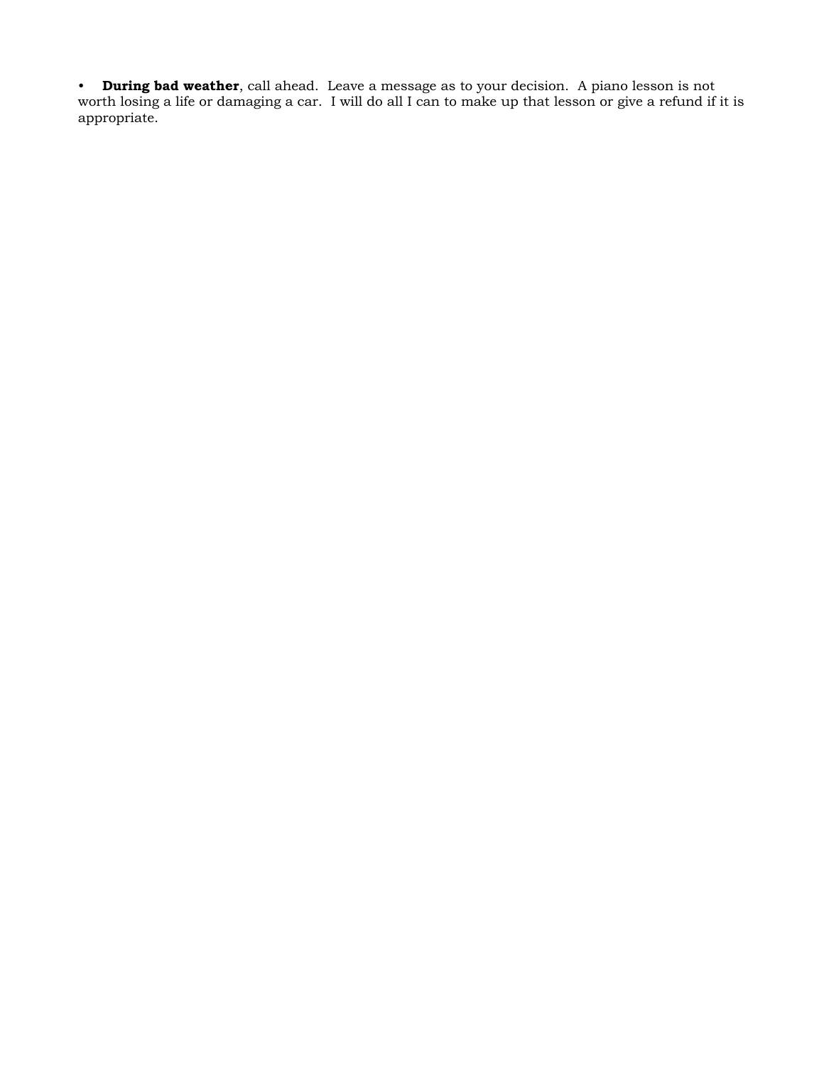- **During bad weather**, call ahead. Leave a message as to your decision. A piano lesson is not worth losing a life or damaging a car. I will do all I can to make up that lesson or give a refund if it is appropriate.